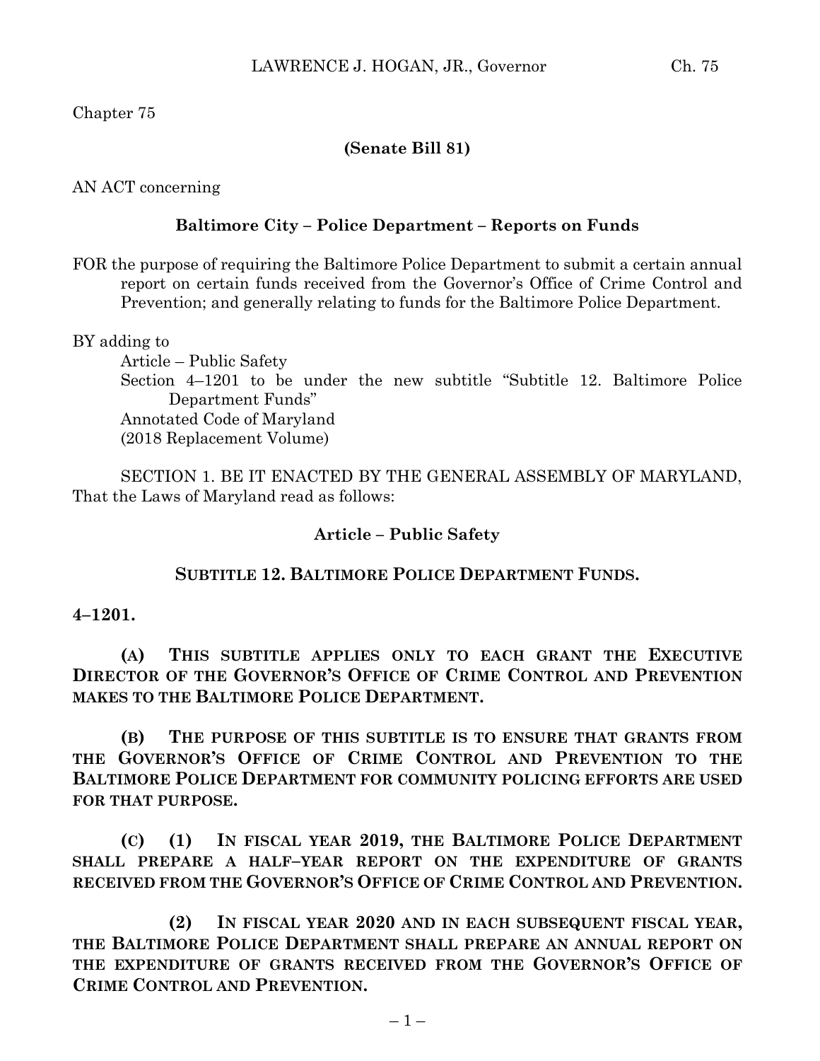Chapter 75

**(Senate Bill 81)**

AN ACT concerning

**Baltimore City – Police Department – Reports on Funds**

FOR the purpose of requiring the Baltimore Police Department to submit a certain annual report on certain funds received from the Governor's Office of Crime Control and Prevention; and generally relating to funds for the Baltimore Police Department.

BY adding to

Article – Public Safety
Section 4–1201 to be under the new subtitle "Subtitle 12. Baltimore Police Department Funds"
Annotated Code of Maryland
(2018 Replacement Volume)

SECTION 1. BE IT ENACTED BY THE GENERAL ASSEMBLY OF MARYLAND, That the Laws of Maryland read as follows:

**Article – Public Safety**

**SUBTITLE 12. BALTIMORE POLICE DEPARTMENT FUNDS.**

**4–1201.**

**(A) THIS SUBTITLE APPLIES ONLY TO EACH GRANT THE EXECUTIVE DIRECTOR OF THE GOVERNOR'S OFFICE OF CRIME CONTROL AND PREVENTION MAKES TO THE BALTIMORE POLICE DEPARTMENT.**

**(B) THE PURPOSE OF THIS SUBTITLE IS TO ENSURE THAT GRANTS FROM THE GOVERNOR'S OFFICE OF CRIME CONTROL AND PREVENTION TO THE BALTIMORE POLICE DEPARTMENT FOR COMMUNITY POLICING EFFORTS ARE USED FOR THAT PURPOSE.**

**(C) (1) IN FISCAL YEAR 2019, THE BALTIMORE POLICE DEPARTMENT SHALL PREPARE A HALF–YEAR REPORT ON THE EXPENDITURE OF GRANTS RECEIVED FROM THE GOVERNOR'S OFFICE OF CRIME CONTROL AND PREVENTION.**

**(2) IN FISCAL YEAR 2020 AND IN EACH SUBSEQUENT FISCAL YEAR, THE BALTIMORE POLICE DEPARTMENT SHALL PREPARE AN ANNUAL REPORT ON THE EXPENDITURE OF GRANTS RECEIVED FROM THE GOVERNOR'S OFFICE OF CRIME CONTROL AND PREVENTION.**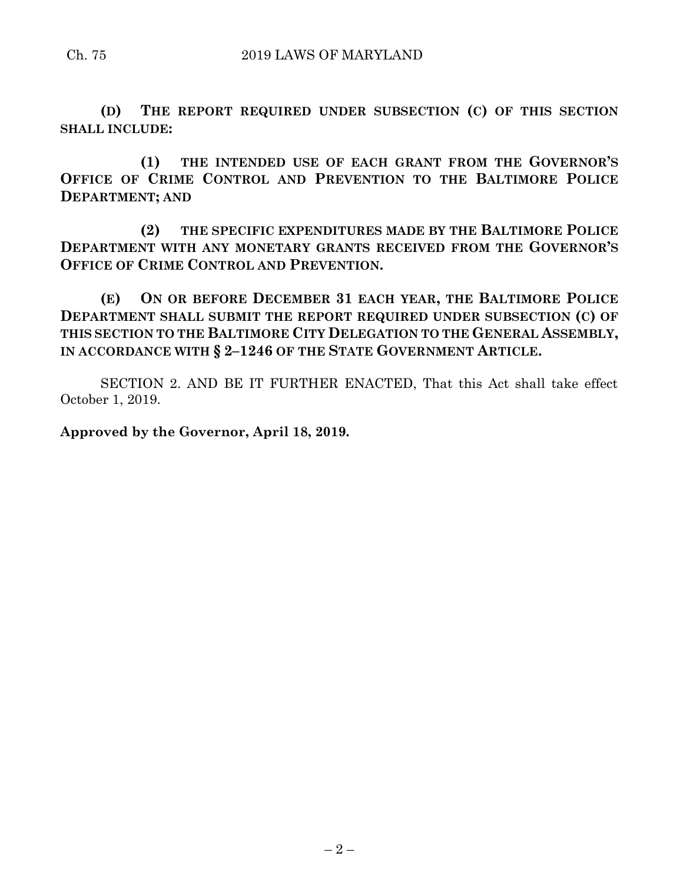**(D) THE REPORT REQUIRED UNDER SUBSECTION (C) OF THIS SECTION SHALL INCLUDE:**

**(1) THE INTENDED USE OF EACH GRANT FROM THE GOVERNOR'S OFFICE OF CRIME CONTROL AND PREVENTION TO THE BALTIMORE POLICE DEPARTMENT; AND**

**(2) THE SPECIFIC EXPENDITURES MADE BY THE BALTIMORE POLICE DEPARTMENT WITH ANY MONETARY GRANTS RECEIVED FROM THE GOVERNOR'S OFFICE OF CRIME CONTROL AND PREVENTION.**

**(E) ON OR BEFORE DECEMBER 31 EACH YEAR, THE BALTIMORE POLICE DEPARTMENT SHALL SUBMIT THE REPORT REQUIRED UNDER SUBSECTION (C) OF THIS SECTION TO THE BALTIMORE CITY DELEGATION TO THE GENERAL ASSEMBLY, IN ACCORDANCE WITH § 2–1246 OF THE STATE GOVERNMENT ARTICLE.**

SECTION 2. AND BE IT FURTHER ENACTED, That this Act shall take effect October 1, 2019.

**Approved by the Governor, April 18, 2019.**